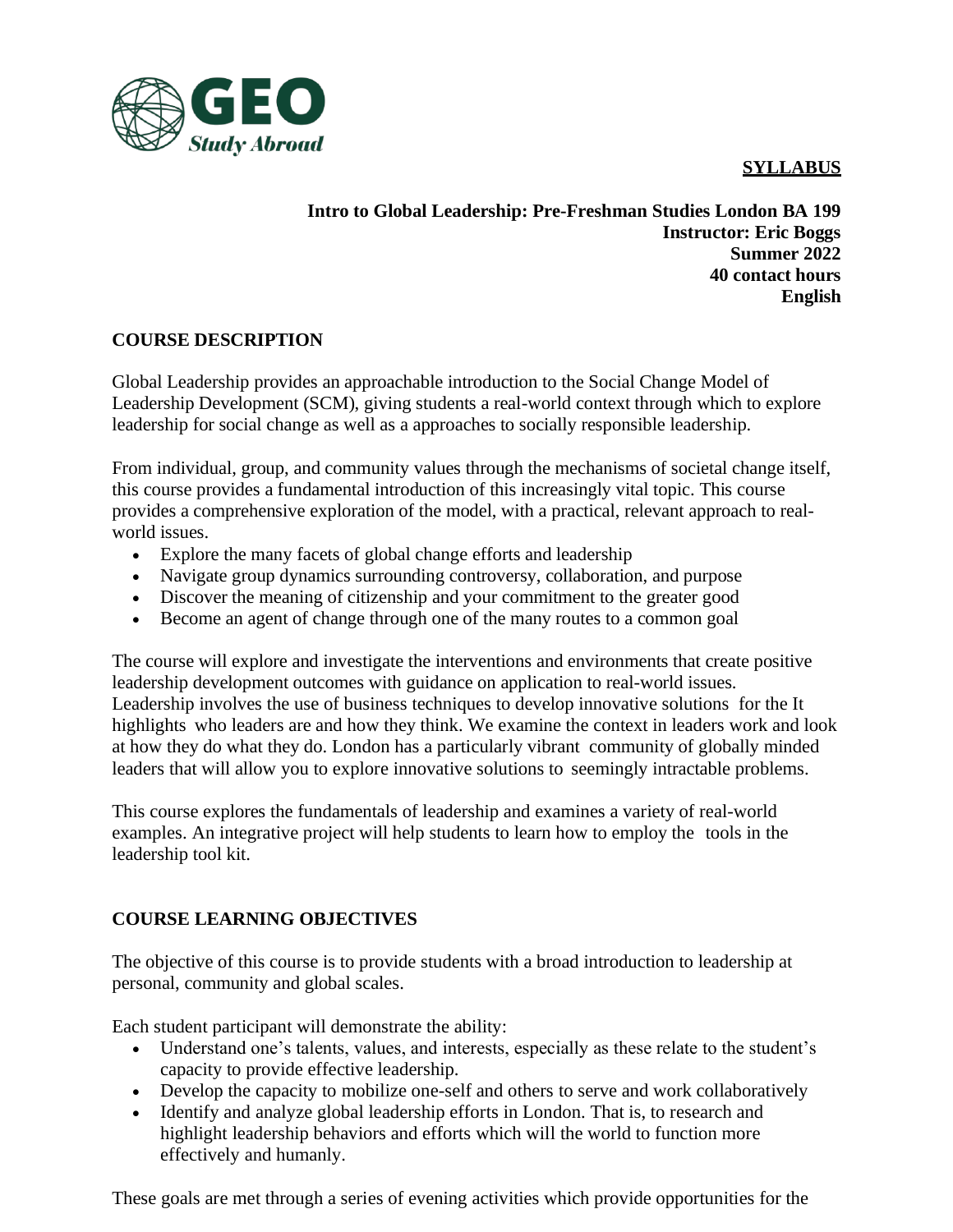GEO Study Abroad

**SYLLABUS**

**Intro to Global Leadership: Pre-Freshman Studies London BA 199**
**Instructor: Eric Boggs**
**Summer 2022**
**40 contact hours**
**English**

## COURSE DESCRIPTION

Global Leadership provides an approachable introduction to the Social Change Model of Leadership Development (SCM), giving students a real-world context through which to explore leadership for social change as well as a approaches to socially responsible leadership.

From individual, group, and community values through the mechanisms of societal change itself, this course provides a fundamental introduction of this increasingly vital topic. This course provides a comprehensive exploration of the model, with a practical, relevant approach to real-world issues.

- Explore the many facets of global change efforts and leadership
- Navigate group dynamics surrounding controversy, collaboration, and purpose
- Discover the meaning of citizenship and your commitment to the greater good
- Become an agent of change through one of the many routes to a common goal

The course will explore and investigate the interventions and environments that create positive leadership development outcomes with guidance on application to real-world issues. Leadership involves the use of business techniques to develop innovative solutions for the It highlights who leaders are and how they think. We examine the context in leaders work and look at how they do what they do. London has a particularly vibrant community of globally minded leaders that will allow you to explore innovative solutions to seemingly intractable problems.

This course explores the fundamentals of leadership and examines a variety of real-world examples. An integrative project will help students to learn how to employ the tools in the leadership tool kit.

## COURSE LEARNING OBJECTIVES

The objective of this course is to provide students with a broad introduction to leadership at personal, community and global scales.

Each student participant will demonstrate the ability:

- Understand one's talents, values, and interests, especially as these relate to the student's capacity to provide effective leadership.
- Develop the capacity to mobilize one-self and others to serve and work collaboratively
- Identify and analyze global leadership efforts in London. That is, to research and highlight leadership behaviors and efforts which will the world to function more effectively and humanly.

These goals are met through a series of evening activities which provide opportunities for the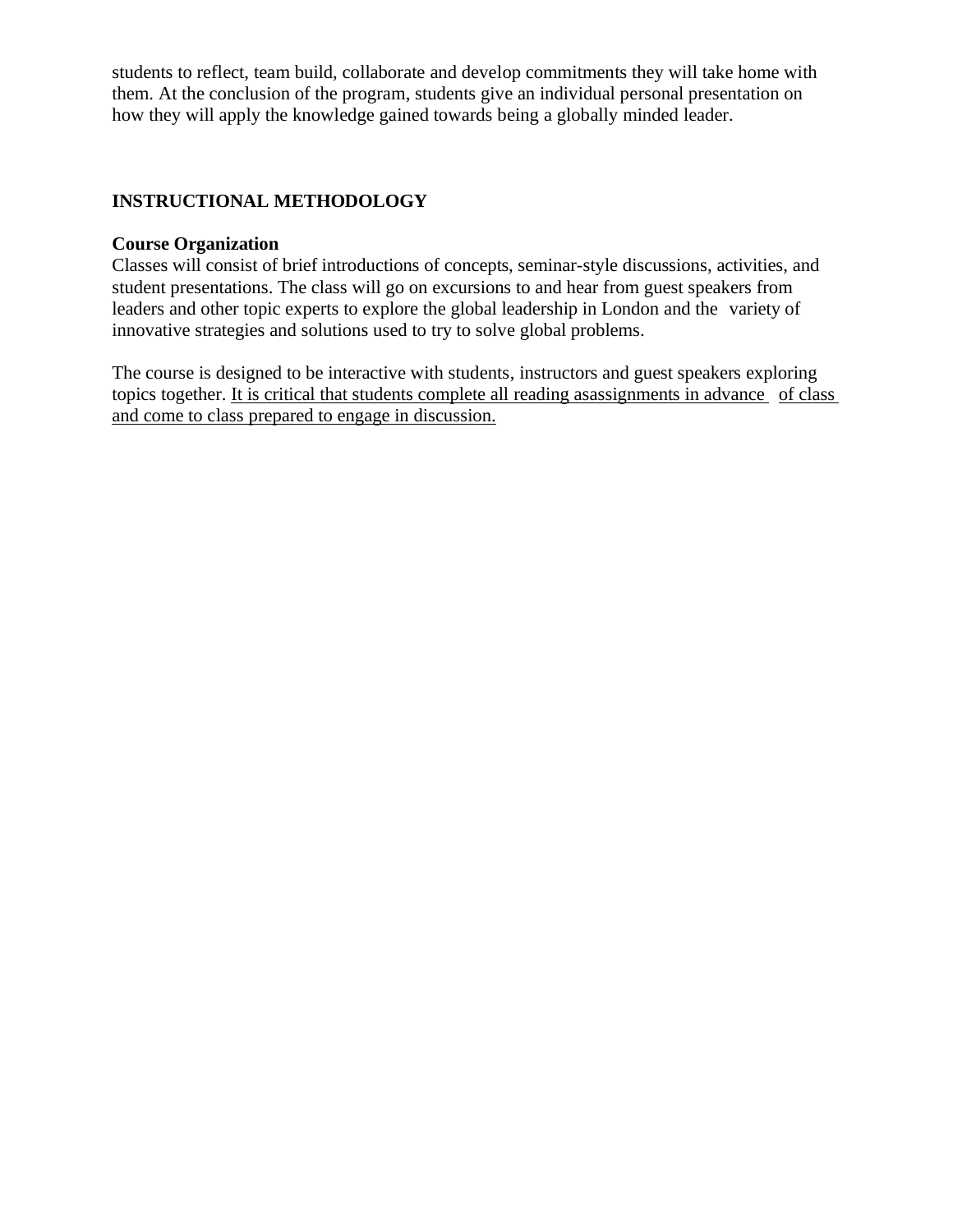students to reflect, team build, collaborate and develop commitments they will take home with them. At the conclusion of the program, students give an individual personal presentation on how they will apply the knowledge gained towards being a globally minded leader.

## INSTRUCTIONAL METHODOLOGY

**Course Organization**

Classes will consist of brief introductions of concepts, seminar-style discussions, activities, and student presentations. The class will go on excursions to and hear from guest speakers from leaders and other topic experts to explore the global leadership in London and the variety of innovative strategies and solutions used to try to solve global problems.

The course is designed to be interactive with students, instructors and guest speakers exploring topics together. <u>It is critical that students complete all reading asassignments in advance of class and come to class prepared to engage in discussion.</u>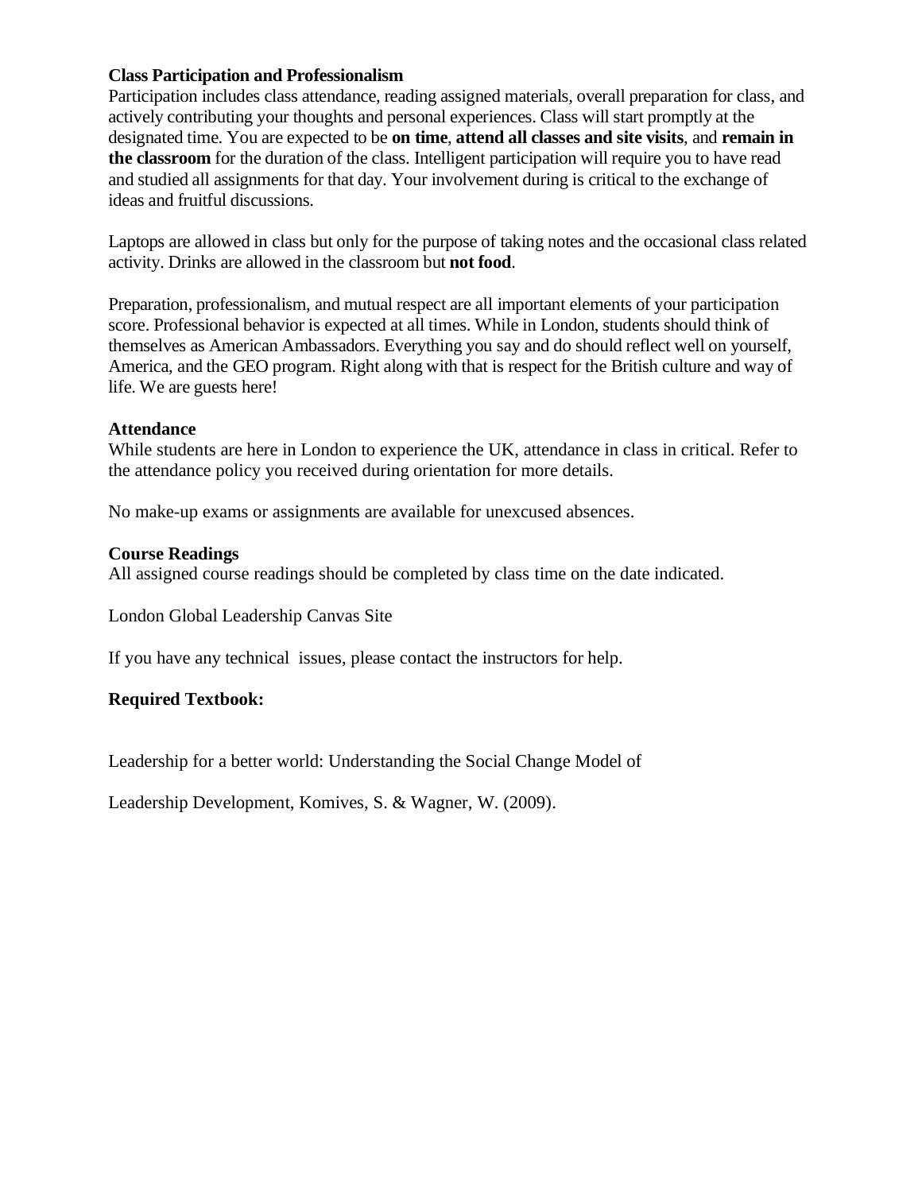**Class Participation and Professionalism**

Participation includes class attendance, reading assigned materials, overall preparation for class, and actively contributing your thoughts and personal experiences. Class will start promptly at the designated time. You are expected to be **on time**, **attend all classes and site visits**, and **remain in the classroom** for the duration of the class. Intelligent participation will require you to have read and studied all assignments for that day. Your involvement during is critical to the exchange of ideas and fruitful discussions.

Laptops are allowed in class but only for the purpose of taking notes and the occasional class related activity. Drinks are allowed in the classroom but **not food**.

Preparation, professionalism, and mutual respect are all important elements of your participation score. Professional behavior is expected at all times. While in London, students should think of themselves as American Ambassadors. Everything you say and do should reflect well on yourself, America, and the GEO program. Right along with that is respect for the British culture and way of life. We are guests here!

**Attendance**

While students are here in London to experience the UK, attendance in class in critical. Refer to the attendance policy you received during orientation for more details.

No make-up exams or assignments are available for unexcused absences.

**Course Readings**

All assigned course readings should be completed by class time on the date indicated.

London Global Leadership Canvas Site

If you have any technical issues, please contact the instructors for help.

**Required Textbook:**

Leadership for a better world: Understanding the Social Change Model of

Leadership Development, Komives, S. & Wagner, W. (2009).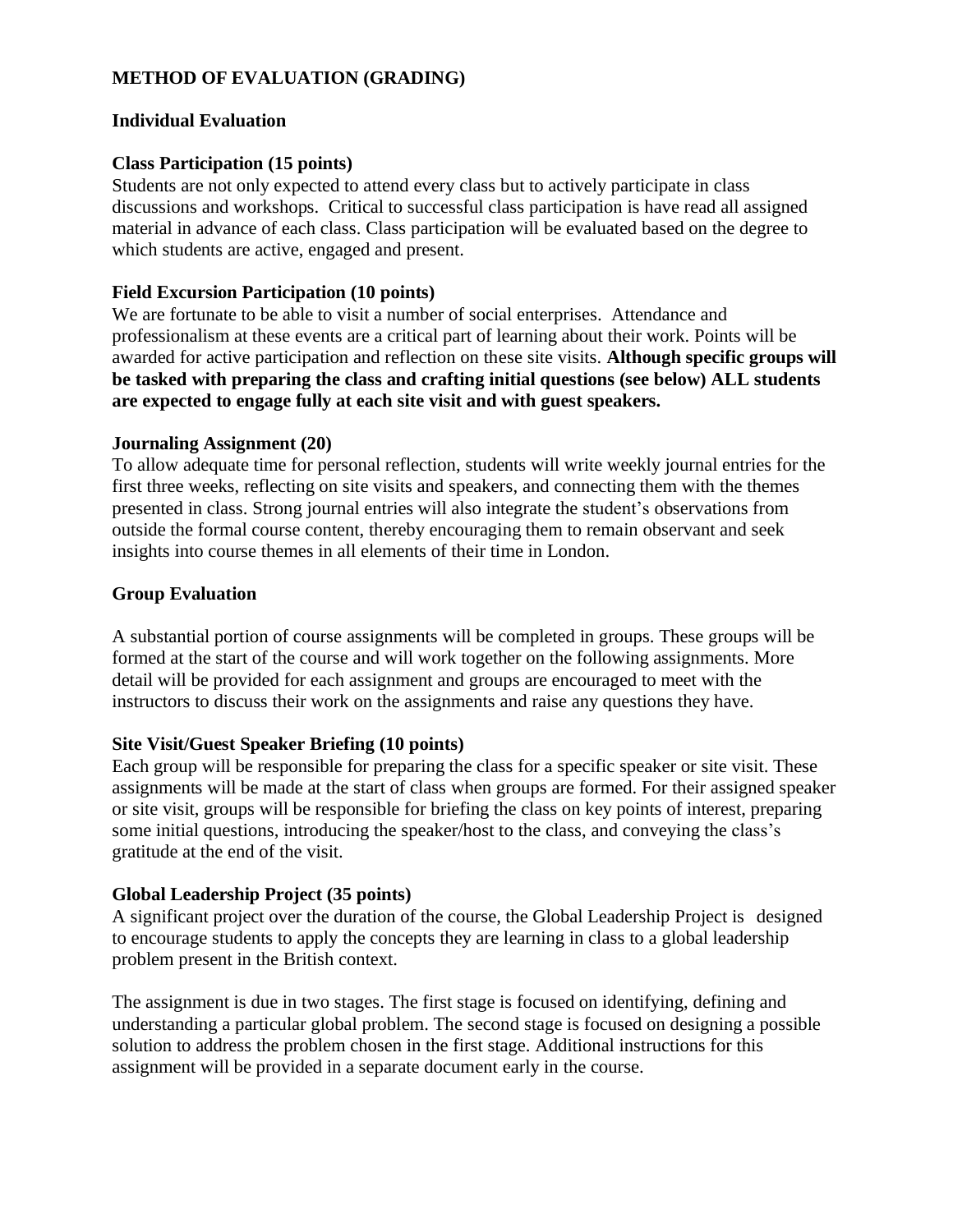## METHOD OF EVALUATION (GRADING)

### Individual Evaluation

**Class Participation (15 points)**
Students are not only expected to attend every class but to actively participate in class discussions and workshops. Critical to successful class participation is have read all assigned material in advance of each class. Class participation will be evaluated based on the degree to which students are active, engaged and present.

**Field Excursion Participation (10 points)**
We are fortunate to be able to visit a number of social enterprises. Attendance and professionalism at these events are a critical part of learning about their work. Points will be awarded for active participation and reflection on these site visits. **Although specific groups will be tasked with preparing the class and crafting initial questions (see below) ALL students are expected to engage fully at each site visit and with guest speakers.**

**Journaling Assignment (20)**
To allow adequate time for personal reflection, students will write weekly journal entries for the first three weeks, reflecting on site visits and speakers, and connecting them with the themes presented in class. Strong journal entries will also integrate the student's observations from outside the formal course content, thereby encouraging them to remain observant and seek insights into course themes in all elements of their time in London.

### Group Evaluation

A substantial portion of course assignments will be completed in groups. These groups will be formed at the start of the course and will work together on the following assignments. More detail will be provided for each assignment and groups are encouraged to meet with the instructors to discuss their work on the assignments and raise any questions they have.

**Site Visit/Guest Speaker Briefing (10 points)**
Each group will be responsible for preparing the class for a specific speaker or site visit. These assignments will be made at the start of class when groups are formed. For their assigned speaker or site visit, groups will be responsible for briefing the class on key points of interest, preparing some initial questions, introducing the speaker/host to the class, and conveying the class's gratitude at the end of the visit.

**Global Leadership Project (35 points)**
A significant project over the duration of the course, the Global Leadership Project is designed to encourage students to apply the concepts they are learning in class to a global leadership problem present in the British context.

The assignment is due in two stages. The first stage is focused on identifying, defining and understanding a particular global problem. The second stage is focused on designing a possible solution to address the problem chosen in the first stage. Additional instructions for this assignment will be provided in a separate document early in the course.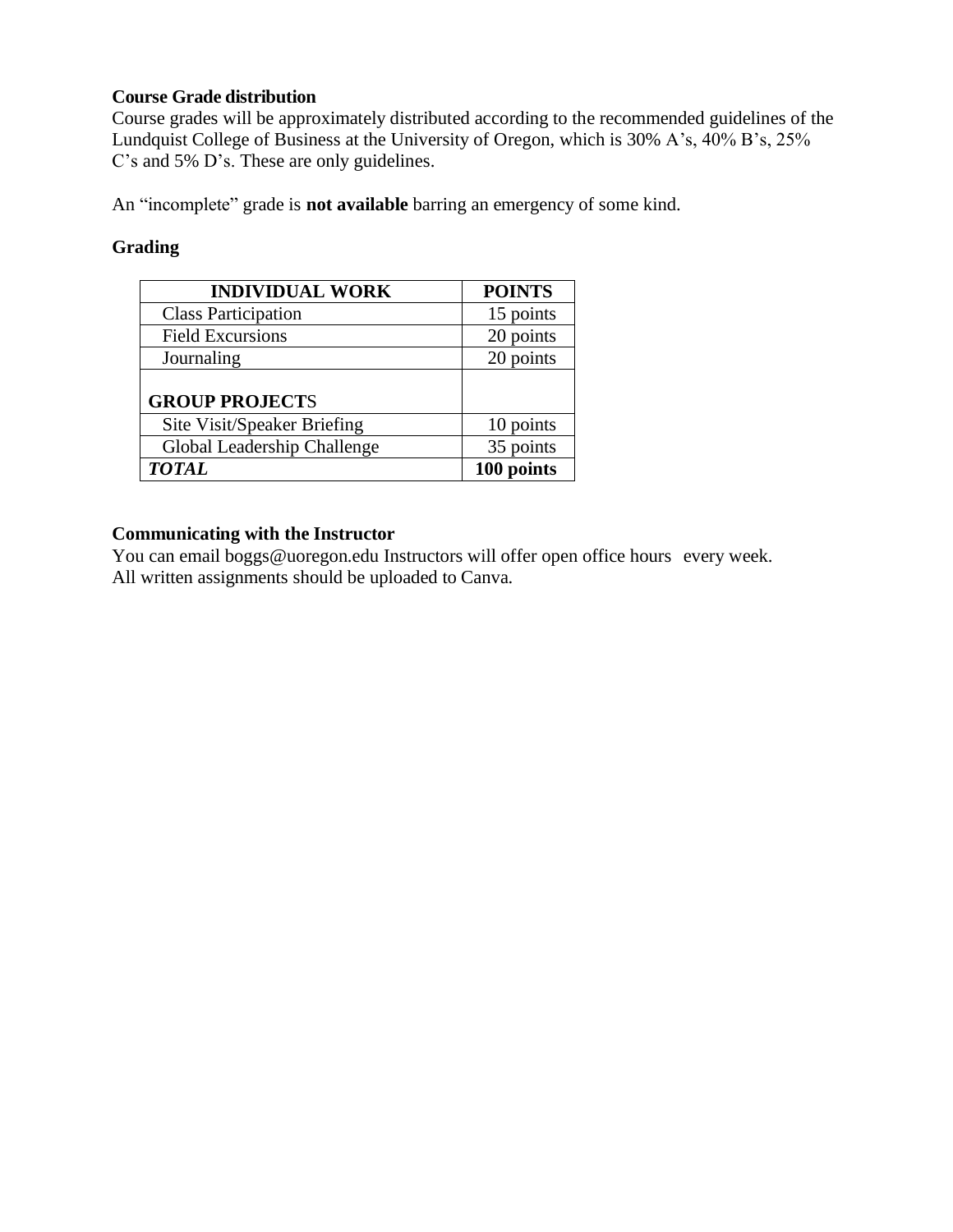**Course Grade distribution**

Course grades will be approximately distributed according to the recommended guidelines of the Lundquist College of Business at the University of Oregon, which is 30% A's, 40% B's, 25% C's and 5% D's. These are only guidelines.

An "incomplete" grade is **not available** barring an emergency of some kind.

**Grading**

| **INDIVIDUAL WORK** | **POINTS** |
|---|---|
| Class Participation | 15 points |
| Field Excursions | 20 points |
| Journaling | 20 points |
| **GROUP PROJECTS** | |
| Site Visit/Speaker Briefing | 10 points |
| Global Leadership Challenge | 35 points |
| ***TOTAL*** | **100 points** |

**Communicating with the Instructor**

You can email boggs@uoregon.edu Instructors will offer open office hours every week. All written assignments should be uploaded to Canva.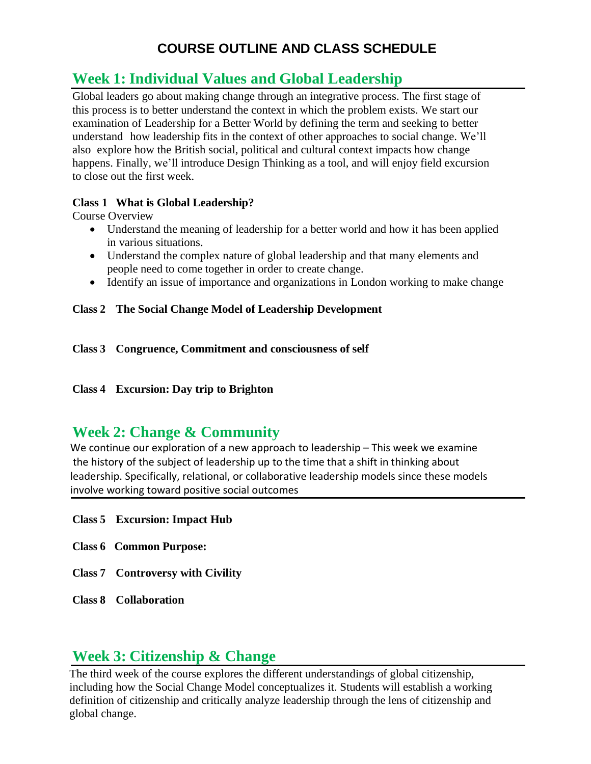# COURSE OUTLINE AND CLASS SCHEDULE

## Week 1: Individual Values and Global Leadership

Global leaders go about making change through an integrative process. The first stage of this process is to better understand the context in which the problem exists. We start our examination of Leadership for a Better World by defining the term and seeking to better understand how leadership fits in the context of other approaches to social change. We'll also explore how the British social, political and cultural context impacts how change happens. Finally, we'll introduce Design Thinking as a tool, and will enjoy field excursion to close out the first week.

**Class 1 What is Global Leadership?**

Course Overview

- Understand the meaning of leadership for a better world and how it has been applied in various situations.
- Understand the complex nature of global leadership and that many elements and people need to come together in order to create change.
- Identify an issue of importance and organizations in London working to make change

**Class 2 The Social Change Model of Leadership Development**

**Class 3 Congruence, Commitment and consciousness of self**

**Class 4 Excursion: Day trip to Brighton**

## Week 2: Change & Community

We continue our exploration of a new approach to leadership – This week we examine the history of the subject of leadership up to the time that a shift in thinking about leadership. Specifically, relational, or collaborative leadership models since these models involve working toward positive social outcomes

**Class 5 Excursion: Impact Hub**

**Class 6 Common Purpose:**

**Class 7 Controversy with Civility**

**Class 8 Collaboration**

## Week 3: Citizenship & Change

The third week of the course explores the different understandings of global citizenship, including how the Social Change Model conceptualizes it. Students will establish a working definition of citizenship and critically analyze leadership through the lens of citizenship and global change.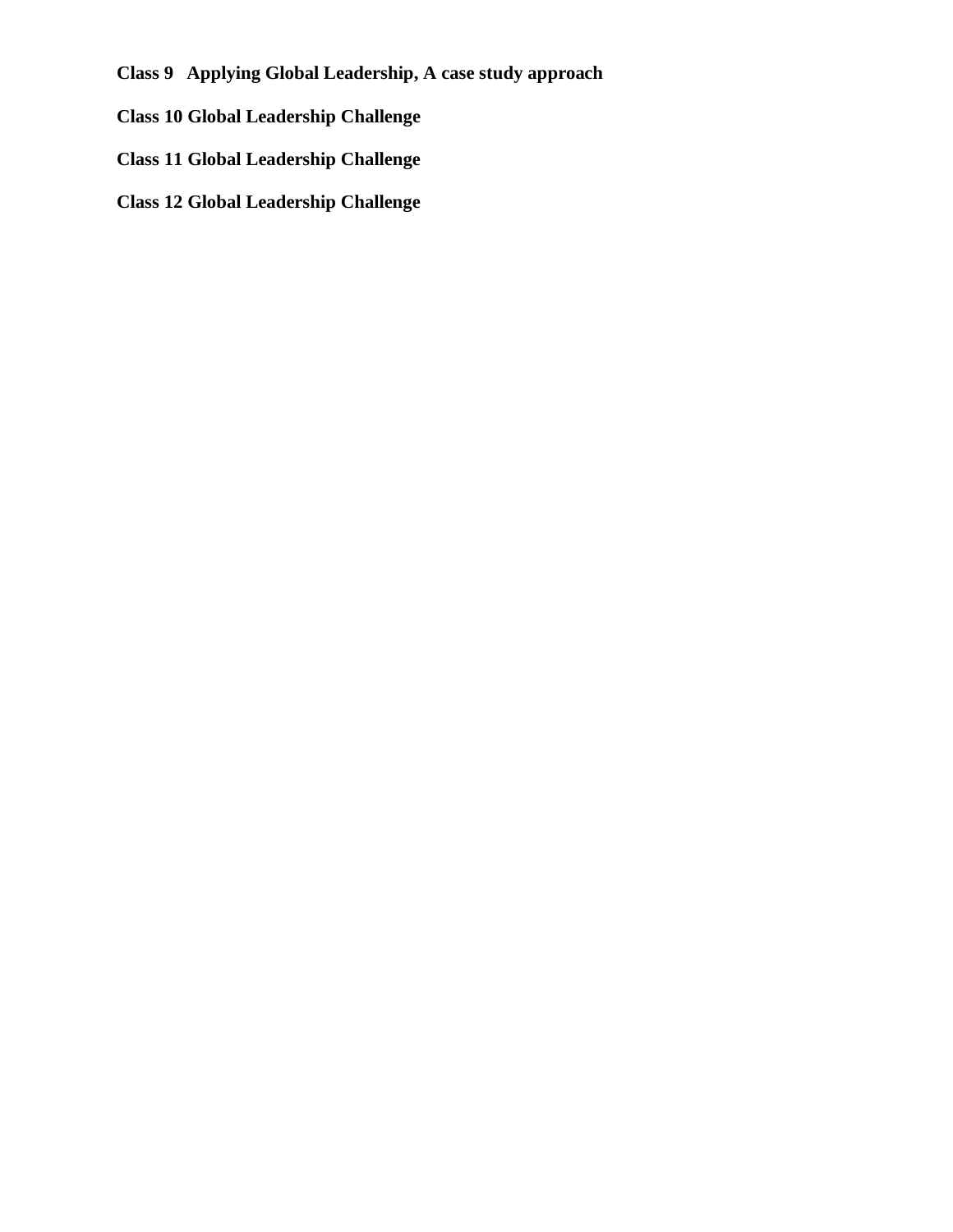**Class 9 Applying Global Leadership, A case study approach**

**Class 10 Global Leadership Challenge**

**Class 11 Global Leadership Challenge**

**Class 12 Global Leadership Challenge**